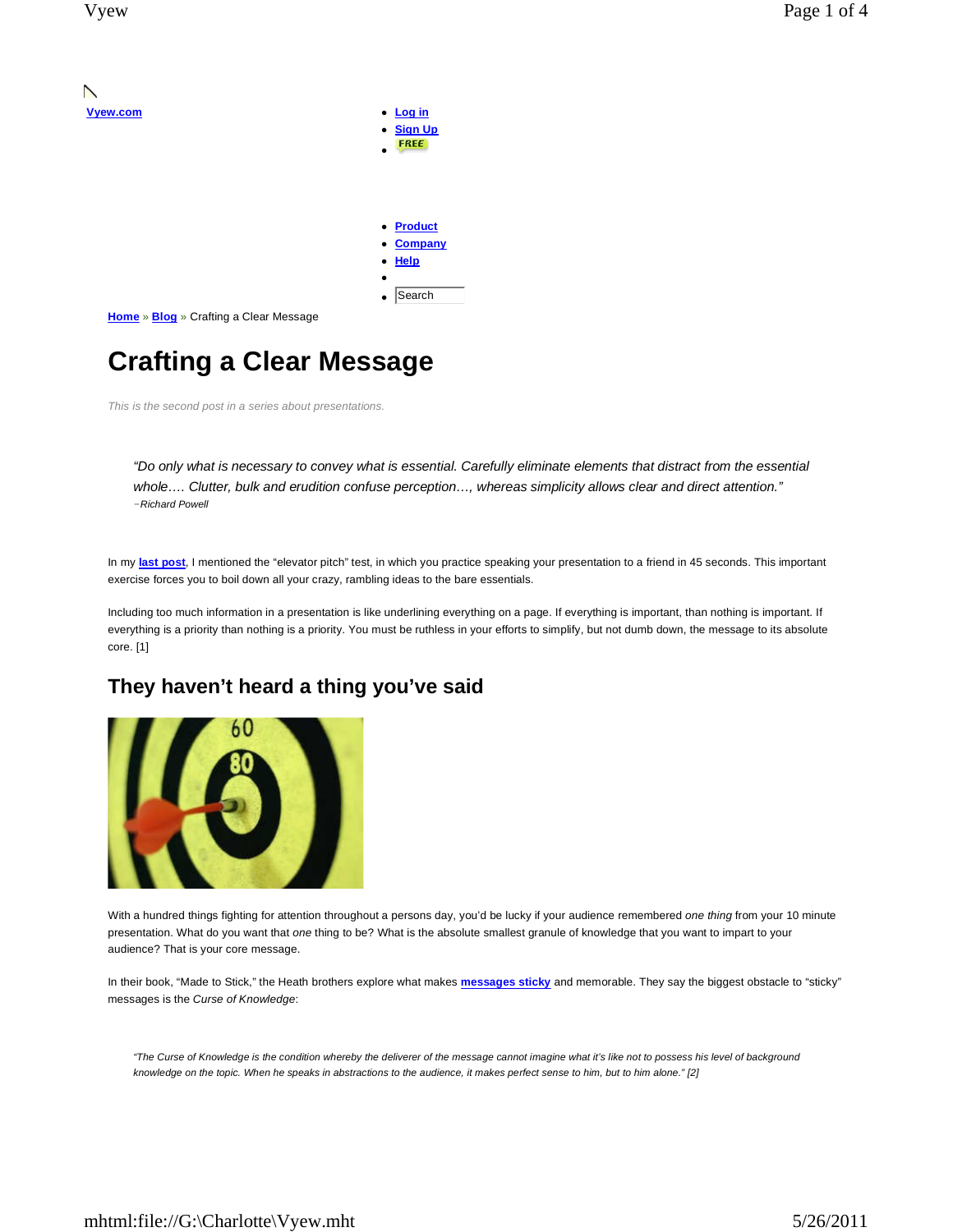[Vyew.com]

- [Log in]
- [Sign Up]
- FREE

- [Product]
- [Company]
- [Help]
- 
- Search

Home » Blog » Crafting a Clear Message

# Crafting a Clear Message

*This is the second post in a series about presentations.*

> *"Do only what is necessary to convey what is essential. Carefully eliminate elements that distract from the essential whole…. Clutter, bulk and erudition confuse perception…, whereas simplicity allows clear and direct attention."*
> *–Richard Powell*

In my **last post**, I mentioned the "elevator pitch" test, in which you practice speaking your presentation to a friend in 45 seconds. This important exercise forces you to boil down all your crazy, rambling ideas to the bare essentials.

Including too much information in a presentation is like underlining everything on a page. If everything is important, than nothing is important. If everything is a priority than nothing is a priority. You must be ruthless in your efforts to simplify, but not dumb down, the message to its absolute core. [1]

## They haven't heard a thing you've said

With a hundred things fighting for attention throughout a persons day, you'd be lucky if your audience remembered *one thing* from your 10 minute presentation. What do you want that *one* thing to be? What is the absolute smallest granule of knowledge that you want to impart to your audience? That is your core message.

In their book, "Made to Stick," the Heath brothers explore what makes **messages sticky** and memorable. They say the biggest obstacle to "sticky" messages is the *Curse of Knowledge*:

> *"The Curse of Knowledge is the condition whereby the deliverer of the message cannot imagine what it's like not to possess his level of background knowledge on the topic. When he speaks in abstractions to the audience, it makes perfect sense to him, but to him alone." [2]*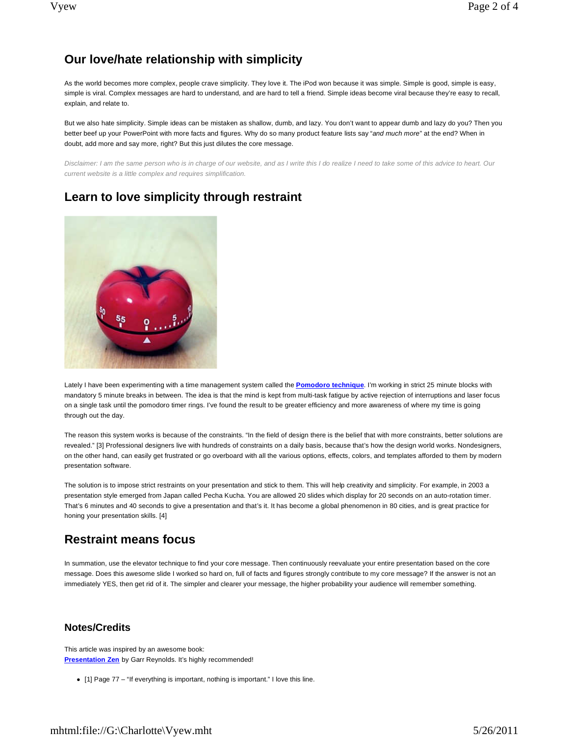## Our love/hate relationship with simplicity

As the world becomes more complex, people crave simplicity. They love it. The iPod won because it was simple. Simple is good, simple is easy, simple is viral. Complex messages are hard to understand, and are hard to tell a friend. Simple ideas become viral because they're easy to recall, explain, and relate to.

But we also hate simplicity. Simple ideas can be mistaken as shallow, dumb, and lazy. You don't want to appear dumb and lazy do you? Then you better beef up your PowerPoint with more facts and figures. Why do so many product feature lists say "*and much more*" at the end? When in doubt, add more and say more, right? But this just dilutes the core message.

*Disclaimer: I am the same person who is in charge of our website, and as I write this I do realize I need to take some of this advice to heart. Our current website is a little complex and requires simplification.*

## Learn to love simplicity through restraint

Lately I have been experimenting with a time management system called the **Pomodoro technique**. I'm working in strict 25 minute blocks with mandatory 5 minute breaks in between. The idea is that the mind is kept from multi-task fatigue by active rejection of interruptions and laser focus on a single task until the pomodoro timer rings. I've found the result to be greater efficiency and more awareness of where my time is going through out the day.

The reason this system works is because of the constraints. "In the field of design there is the belief that with more constraints, better solutions are revealed." [3] Professional designers live with hundreds of constraints on a daily basis, because that's how the design world works. Nondesigners, on the other hand, can easily get frustrated or go overboard with all the various options, effects, colors, and templates afforded to them by modern presentation software.

The solution is to impose strict restraints on your presentation and stick to them. This will help creativity and simplicity. For example, in 2003 a presentation style emerged from Japan called Pecha Kucha. You are allowed 20 slides which display for 20 seconds on an auto-rotation timer. That's 6 minutes and 40 seconds to give a presentation and that's it. It has become a global phenomenon in 80 cities, and is great practice for honing your presentation skills. [4]

## Restraint means focus

In summation, use the elevator technique to find your core message. Then continuously reevaluate your entire presentation based on the core message. Does this awesome slide I worked so hard on, full of facts and figures strongly contribute to my core message? If the answer is not an immediately YES, then get rid of it. The simpler and clearer your message, the higher probability your audience will remember something.

### Notes/Credits

This article was inspired by an awesome book:
**Presentation Zen** by Garr Reynolds. It's highly recommended!

- [1] Page 77 – "If everything is important, nothing is important." I love this line.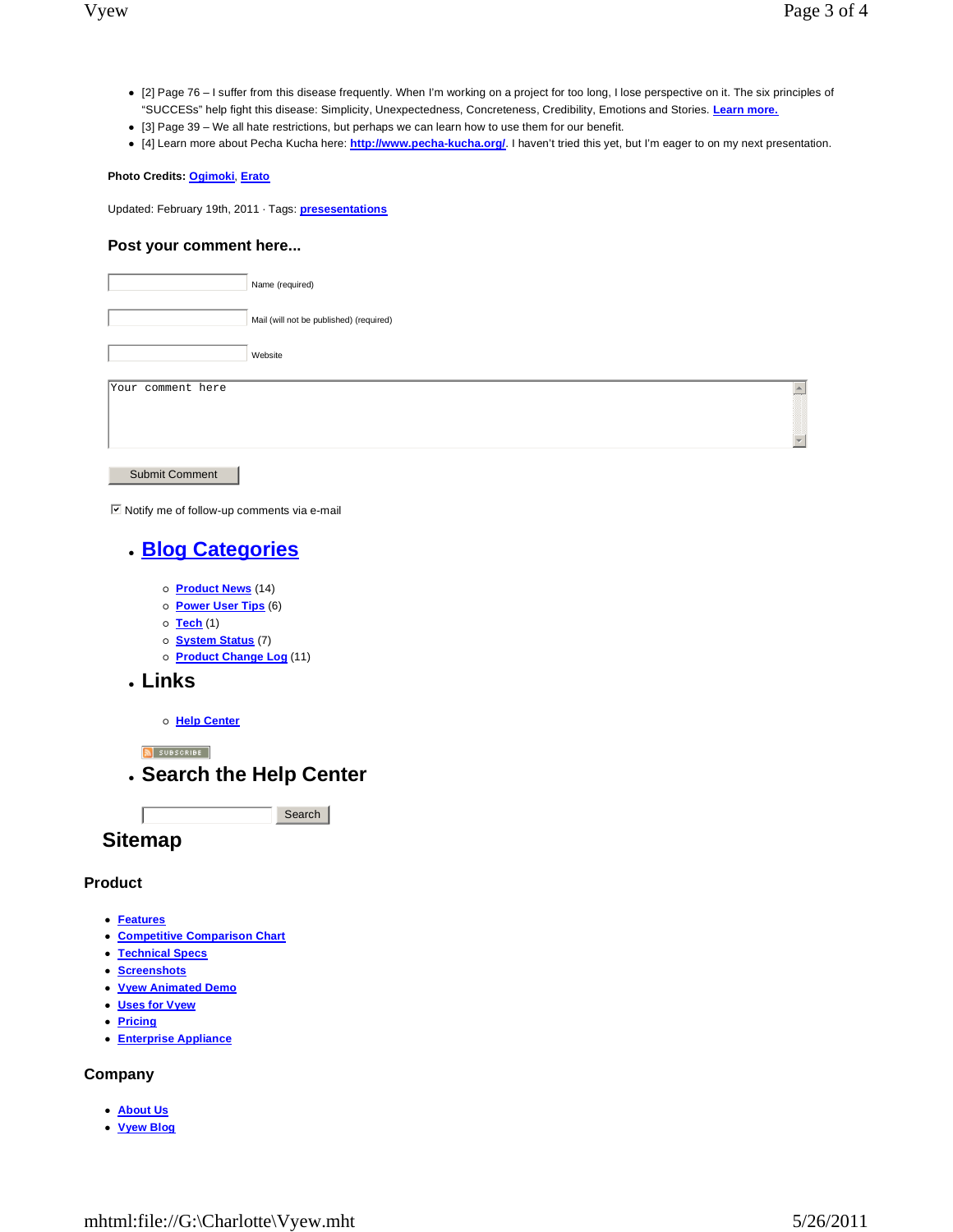- [2] Page 76 – I suffer from this disease frequently. When I'm working on a project for too long, I lose perspective on it. The six principles of "SUCCESs" help fight this disease: Simplicity, Unexpectedness, Concreteness, Credibility, Emotions and Stories. **Learn more.**
- [3] Page 39 – We all hate restrictions, but perhaps we can learn how to use them for our benefit.
- [4] Learn more about Pecha Kucha here: **http://www.pecha-kucha.org/**. I haven't tried this yet, but I'm eager to on my next presentation.

**Photo Credits:** **Ogimoki**, **Erato**

Updated: February 19th, 2011 · Tags: **presesentations**

### Post your comment here...

Name (required)

Mail (will not be published) (required)

Website

Your comment here

Submit Comment

☑ Notify me of follow-up comments via e-mail

- ## Blog Categories
  - **Product News** (14)
  - **Power User Tips** (6)
  - **Tech** (1)
  - **System Status** (7)
  - **Product Change Log** (11)
- ## Links
  - **Help Center**

SUBSCRIBE

- ## Search the Help Center

Search

## Sitemap

### Product

- **Features**
- **Competitive Comparison Chart**
- **Technical Specs**
- **Screenshots**
- **Vyew Animated Demo**
- **Uses for Vyew**
- **Pricing**
- **Enterprise Appliance**

### Company

- **About Us**
- **Vyew Blog**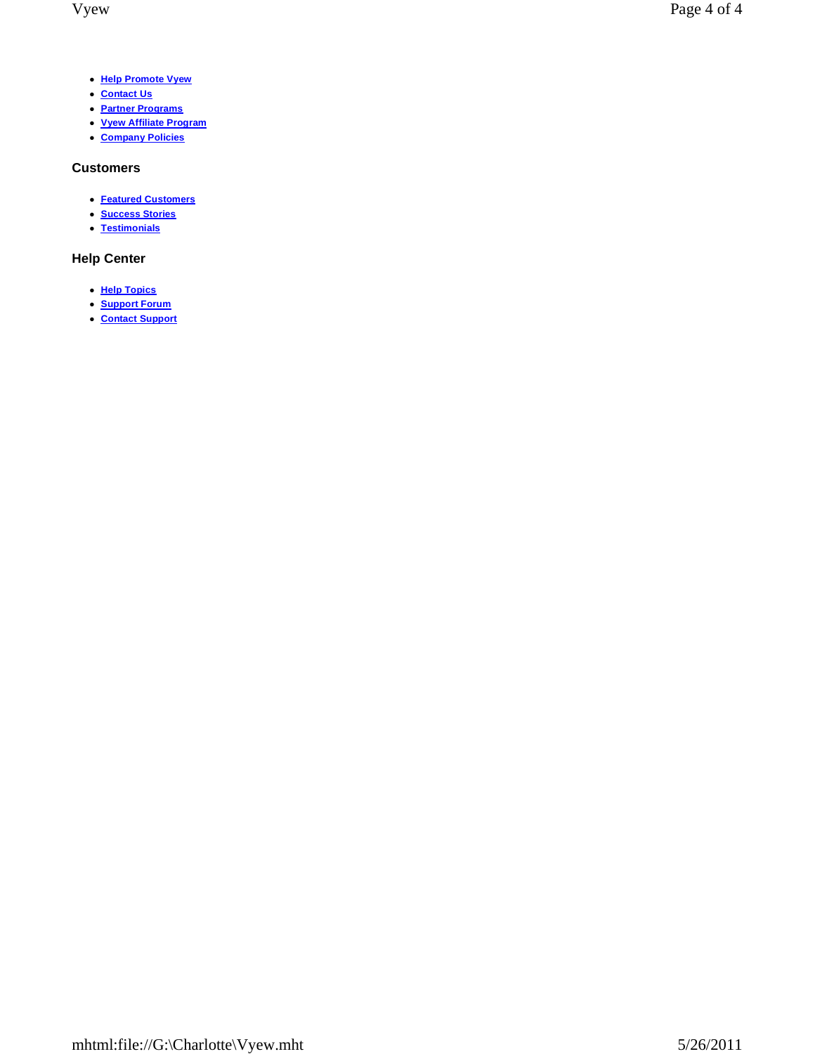- **Help Promote Vyew**
- **Contact Us**
- **Partner Programs**
- **Vyew Affiliate Program**
- **Company Policies**

### Customers

- **Featured Customers**
- **Success Stories**
- **Testimonials**

### Help Center

- **Help Topics**
- **Support Forum**
- **Contact Support**